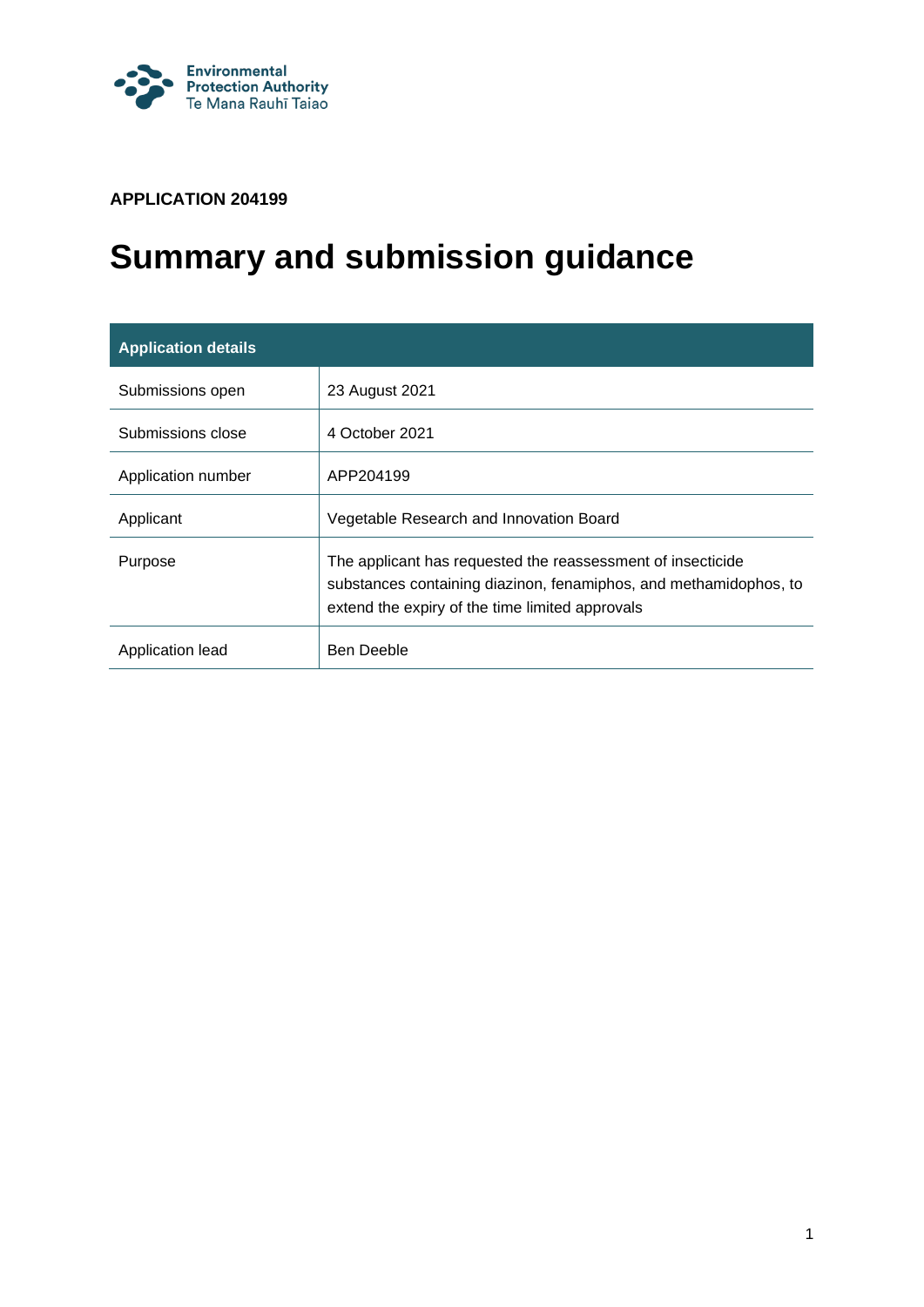**APPLICATION 204199**

# Summary and submission guidance

| Application details | |
|---|---|
| Submissions open | 23 August 2021 |
| Submissions close | 4 October 2021 |
| Application number | APP204199 |
| Applicant | Vegetable Research and Innovation Board |
| Purpose | The applicant has requested the reassessment of insecticide substances containing diazinon, fenamiphos, and methamidophos, to extend the expiry of the time limited approvals |
| Application lead | Ben Deeble |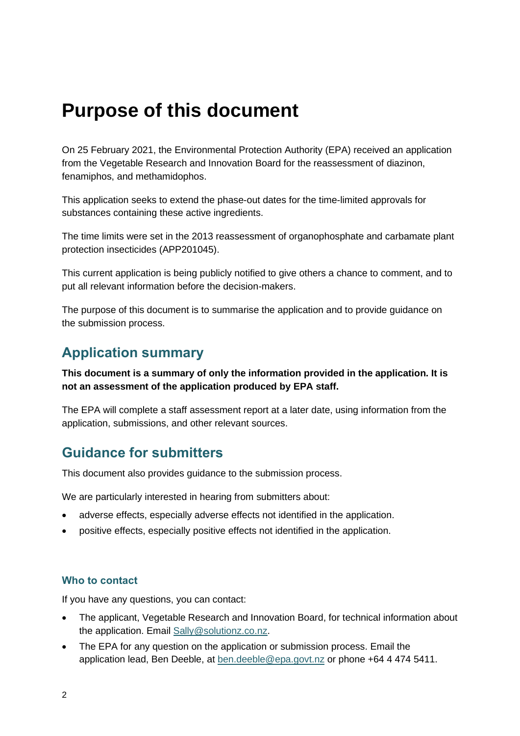# Purpose of this document

On 25 February 2021, the Environmental Protection Authority (EPA) received an application from the Vegetable Research and Innovation Board for the reassessment of diazinon, fenamiphos, and methamidophos.

This application seeks to extend the phase-out dates for the time-limited approvals for substances containing these active ingredients.

The time limits were set in the 2013 reassessment of organophosphate and carbamate plant protection insecticides (APP201045).

This current application is being publicly notified to give others a chance to comment, and to put all relevant information before the decision-makers.

The purpose of this document is to summarise the application and to provide guidance on the submission process.

## Application summary

**This document is a summary of only the information provided in the application. It is not an assessment of the application produced by EPA staff.**

The EPA will complete a staff assessment report at a later date, using information from the application, submissions, and other relevant sources.

## Guidance for submitters

This document also provides guidance to the submission process.

We are particularly interested in hearing from submitters about:

- adverse effects, especially adverse effects not identified in the application.
- positive effects, especially positive effects not identified in the application.

### Who to contact

If you have any questions, you can contact:

- The applicant, Vegetable Research and Innovation Board, for technical information about the application. Email Sally@solutionz.co.nz.
- The EPA for any question on the application or submission process. Email the application lead, Ben Deeble, at ben.deeble@epa.govt.nz or phone +64 4 474 5411.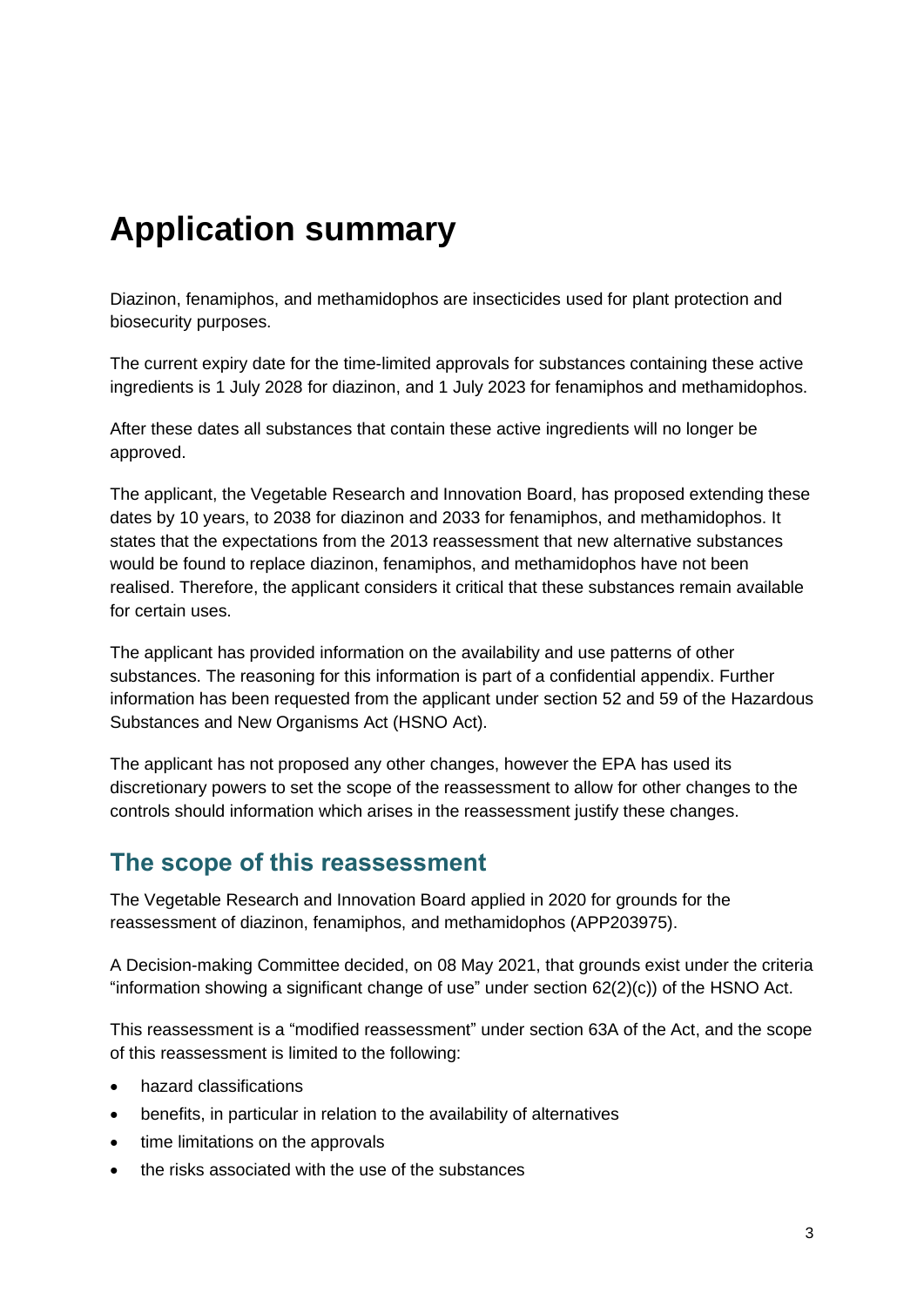# Application summary

Diazinon, fenamiphos, and methamidophos are insecticides used for plant protection and biosecurity purposes.

The current expiry date for the time-limited approvals for substances containing these active ingredients is 1 July 2028 for diazinon, and 1 July 2023 for fenamiphos and methamidophos.

After these dates all substances that contain these active ingredients will no longer be approved.

The applicant, the Vegetable Research and Innovation Board, has proposed extending these dates by 10 years, to 2038 for diazinon and 2033 for fenamiphos, and methamidophos. It states that the expectations from the 2013 reassessment that new alternative substances would be found to replace diazinon, fenamiphos, and methamidophos have not been realised. Therefore, the applicant considers it critical that these substances remain available for certain uses.

The applicant has provided information on the availability and use patterns of other substances. The reasoning for this information is part of a confidential appendix. Further information has been requested from the applicant under section 52 and 59 of the Hazardous Substances and New Organisms Act (HSNO Act).

The applicant has not proposed any other changes, however the EPA has used its discretionary powers to set the scope of the reassessment to allow for other changes to the controls should information which arises in the reassessment justify these changes.

## The scope of this reassessment

The Vegetable Research and Innovation Board applied in 2020 for grounds for the reassessment of diazinon, fenamiphos, and methamidophos (APP203975).

A Decision-making Committee decided, on 08 May 2021, that grounds exist under the criteria "information showing a significant change of use" under section 62(2)(c)) of the HSNO Act.

This reassessment is a "modified reassessment" under section 63A of the Act, and the scope of this reassessment is limited to the following:

- hazard classifications
- benefits, in particular in relation to the availability of alternatives
- time limitations on the approvals
- the risks associated with the use of the substances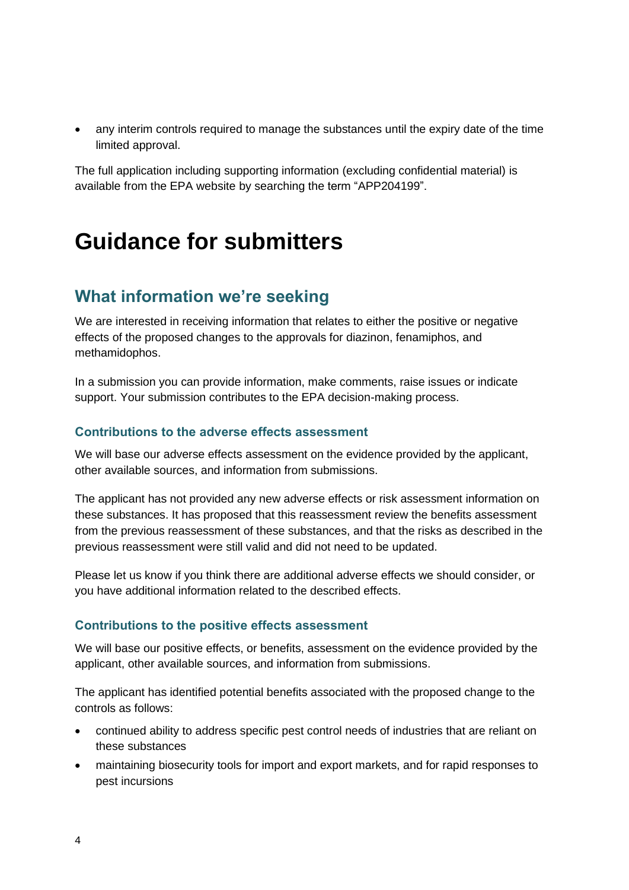- any interim controls required to manage the substances until the expiry date of the time limited approval.

The full application including supporting information (excluding confidential material) is available from the EPA website by searching the term "APP204199".

# Guidance for submitters

## What information we're seeking

We are interested in receiving information that relates to either the positive or negative effects of the proposed changes to the approvals for diazinon, fenamiphos, and methamidophos.

In a submission you can provide information, make comments, raise issues or indicate support. Your submission contributes to the EPA decision-making process.

### Contributions to the adverse effects assessment

We will base our adverse effects assessment on the evidence provided by the applicant, other available sources, and information from submissions.

The applicant has not provided any new adverse effects or risk assessment information on these substances. It has proposed that this reassessment review the benefits assessment from the previous reassessment of these substances, and that the risks as described in the previous reassessment were still valid and did not need to be updated.

Please let us know if you think there are additional adverse effects we should consider, or you have additional information related to the described effects.

### Contributions to the positive effects assessment

We will base our positive effects, or benefits, assessment on the evidence provided by the applicant, other available sources, and information from submissions.

The applicant has identified potential benefits associated with the proposed change to the controls as follows:

- continued ability to address specific pest control needs of industries that are reliant on these substances
- maintaining biosecurity tools for import and export markets, and for rapid responses to pest incursions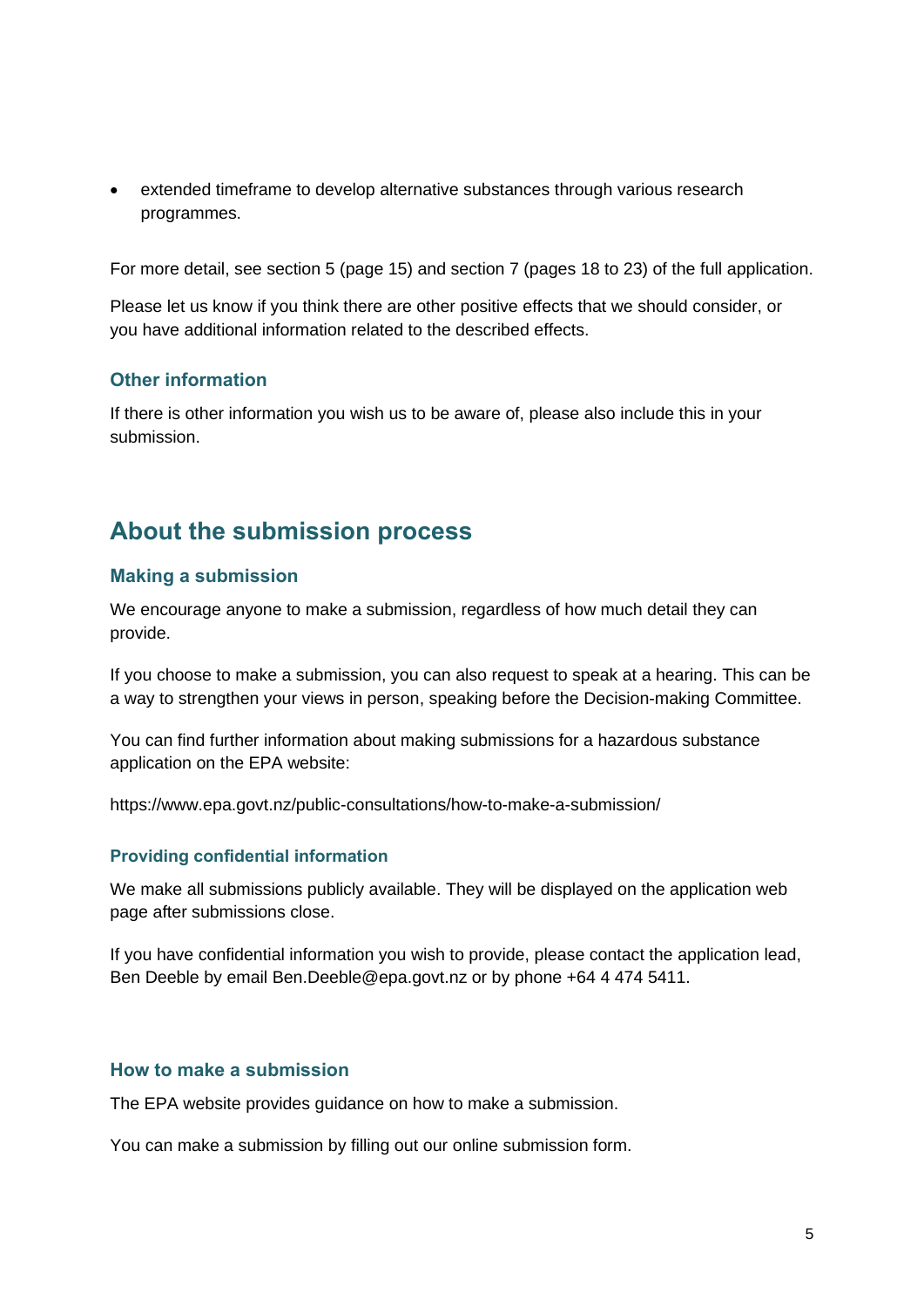- extended timeframe to develop alternative substances through various research programmes.

For more detail, see section 5 (page 15) and section 7 (pages 18 to 23) of the full application.

Please let us know if you think there are other positive effects that we should consider, or you have additional information related to the described effects.

### Other information

If there is other information you wish us to be aware of, please also include this in your submission.

## About the submission process

### Making a submission

We encourage anyone to make a submission, regardless of how much detail they can provide.

If you choose to make a submission, you can also request to speak at a hearing. This can be a way to strengthen your views in person, speaking before the Decision-making Committee.

You can find further information about making submissions for a hazardous substance application on the EPA website:

https://www.epa.govt.nz/public-consultations/how-to-make-a-submission/

#### Providing confidential information

We make all submissions publicly available. They will be displayed on the application web page after submissions close.

If you have confidential information you wish to provide, please contact the application lead, Ben Deeble by email Ben.Deeble@epa.govt.nz or by phone +64 4 474 5411.

### How to make a submission

The EPA website provides guidance on how to make a submission.

You can make a submission by filling out our online submission form.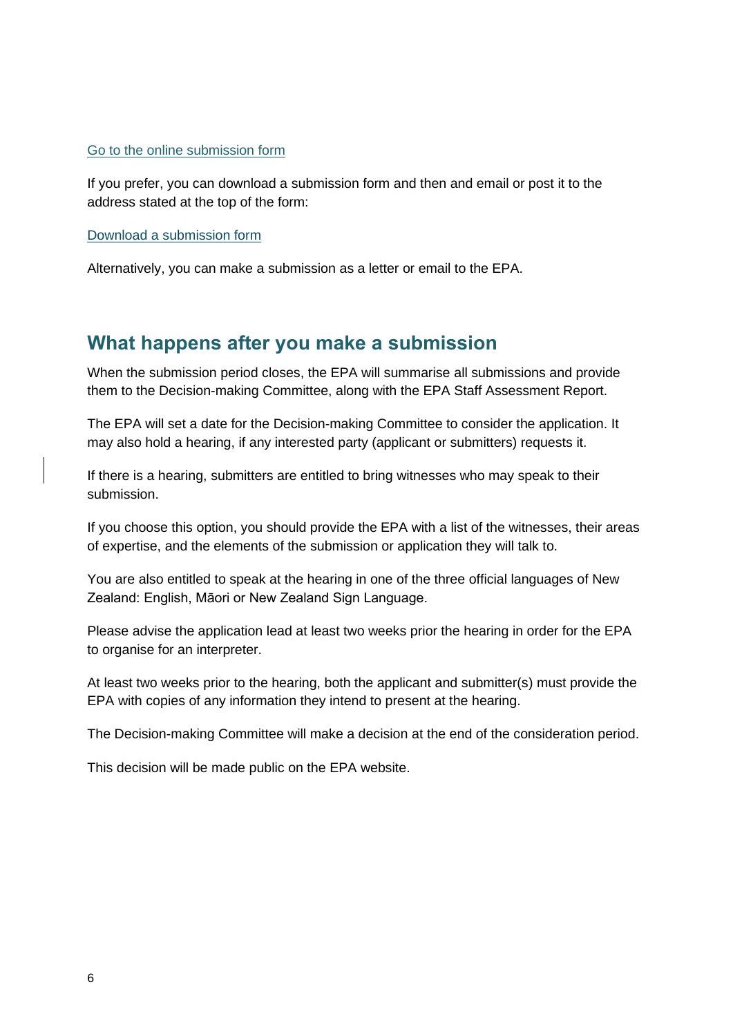[Go to the online submission form]

If you prefer, you can download a submission form and then and email or post it to the address stated at the top of the form:

[Download a submission form]

Alternatively, you can make a submission as a letter or email to the EPA.

## What happens after you make a submission

When the submission period closes, the EPA will summarise all submissions and provide them to the Decision-making Committee, along with the EPA Staff Assessment Report.

The EPA will set a date for the Decision-making Committee to consider the application. It may also hold a hearing, if any interested party (applicant or submitters) requests it.

If there is a hearing, submitters are entitled to bring witnesses who may speak to their submission.

If you choose this option, you should provide the EPA with a list of the witnesses, their areas of expertise, and the elements of the submission or application they will talk to.

You are also entitled to speak at the hearing in one of the three official languages of New Zealand: English, Māori or New Zealand Sign Language.

Please advise the application lead at least two weeks prior the hearing in order for the EPA to organise for an interpreter.

At least two weeks prior to the hearing, both the applicant and submitter(s) must provide the EPA with copies of any information they intend to present at the hearing.

The Decision-making Committee will make a decision at the end of the consideration period.

This decision will be made public on the EPA website.